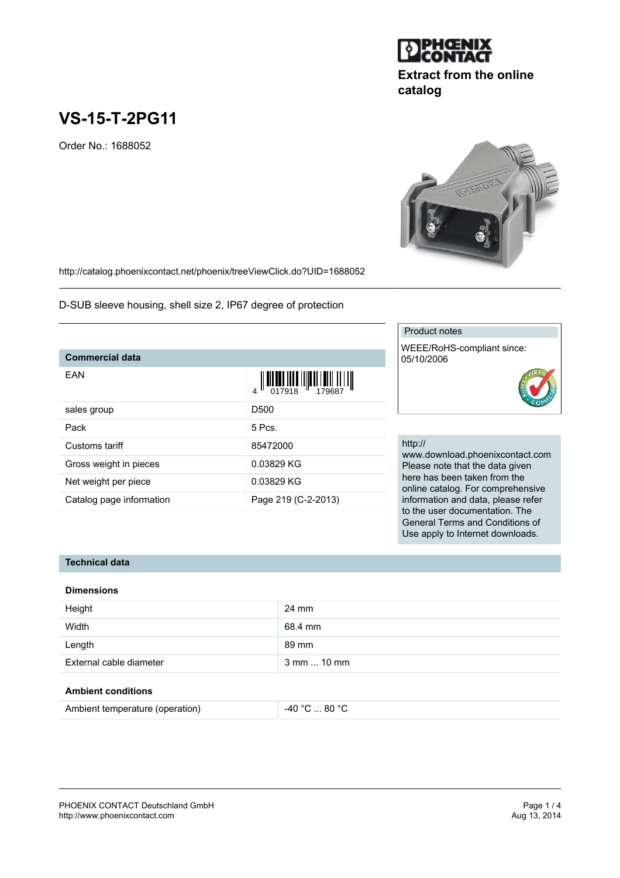**Extract from the online catalog**

# VS-15-T-2PG11

Order No.: 1688052

http://catalog.phoenixcontact.net/phoenix/treeViewClick.do?UID=1688052

D-SUB sleeve housing, shell size 2, IP67 degree of protection

| Commercial data | |
|---|---|
| EAN | 4 017918 179687 |
| sales group | D500 |
| Pack | 5 Pcs. |
| Customs tariff | 85472000 |
| Gross weight in pieces | 0.03829 KG |
| Net weight per piece | 0.03829 KG |
| Catalog page information | Page 219 (C-2-2013) |

**Product notes**

WEEE/RoHS-compliant since: 05/10/2006

http://www.download.phoenixcontact.com Please note that the data given here has been taken from the online catalog. For comprehensive information and data, please refer to the user documentation. The General Terms and Conditions of Use apply to Internet downloads.

## Technical data

### Dimensions

| | |
|---|---|
| Height | 24 mm |
| Width | 68.4 mm |
| Length | 89 mm |
| External cable diameter | 3 mm ... 10 mm |

### Ambient conditions

| | |
|---|---|
| Ambient temperature (operation) | -40 °C ... 80 °C |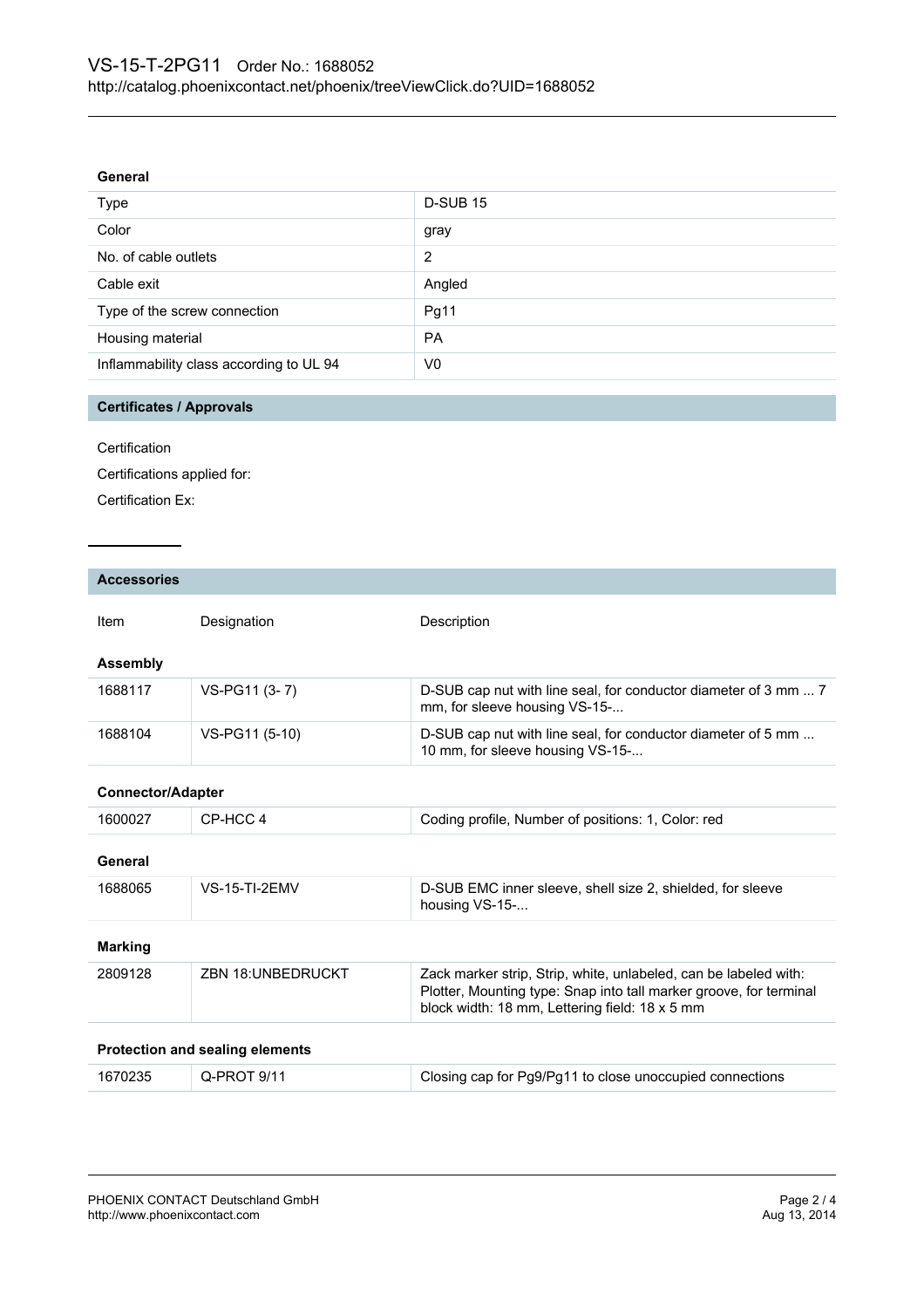## General

| Type | D-SUB 15 |
|---|---|
| Color | gray |
| No. of cable outlets | 2 |
| Cable exit | Angled |
| Type of the screw connection | Pg11 |
| Housing material | PA |
| Inflammability class according to UL 94 | V0 |

## Certificates / Approvals

Certification

Certifications applied for:

Certification Ex:

## Accessories

| Item | Designation | Description |
|---|---|---|
| **Assembly** | | |
| 1688117 | VS-PG11 (3- 7) | D-SUB cap nut with line seal, for conductor diameter of 3 mm ... 7 mm, for sleeve housing VS-15-... |
| 1688104 | VS-PG11 (5-10) | D-SUB cap nut with line seal, for conductor diameter of 5 mm ... 10 mm, for sleeve housing VS-15-... |
| **Connector/Adapter** | | |
| 1600027 | CP-HCC 4 | Coding profile, Number of positions: 1, Color: red |
| **General** | | |
| 1688065 | VS-15-TI-2EMV | D-SUB EMC inner sleeve, shell size 2, shielded, for sleeve housing VS-15-... |
| **Marking** | | |
| 2809128 | ZBN 18:UNBEDRUCKT | Zack marker strip, Strip, white, unlabeled, can be labeled with: Plotter, Mounting type: Snap into tall marker groove, for terminal block width: 18 mm, Lettering field: 18 x 5 mm |
| **Protection and sealing elements** | | |
| 1670235 | Q-PROT 9/11 | Closing cap for Pg9/Pg11 to close unoccupied connections |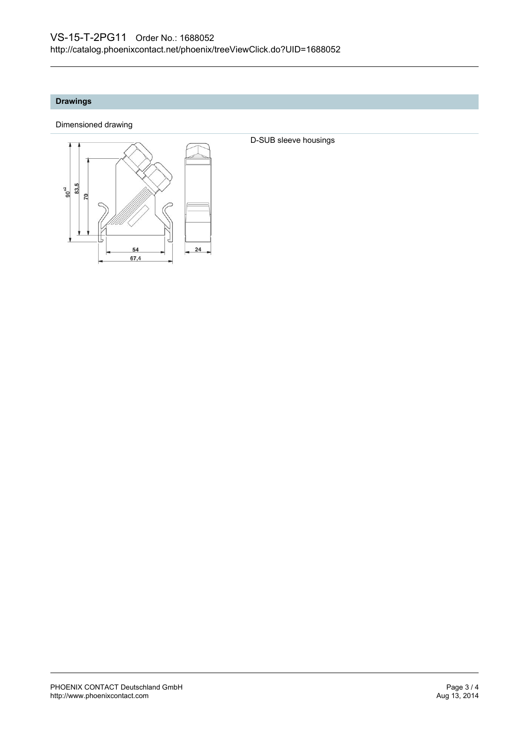## Drawings

Dimensioned drawing

D-SUB sleeve housings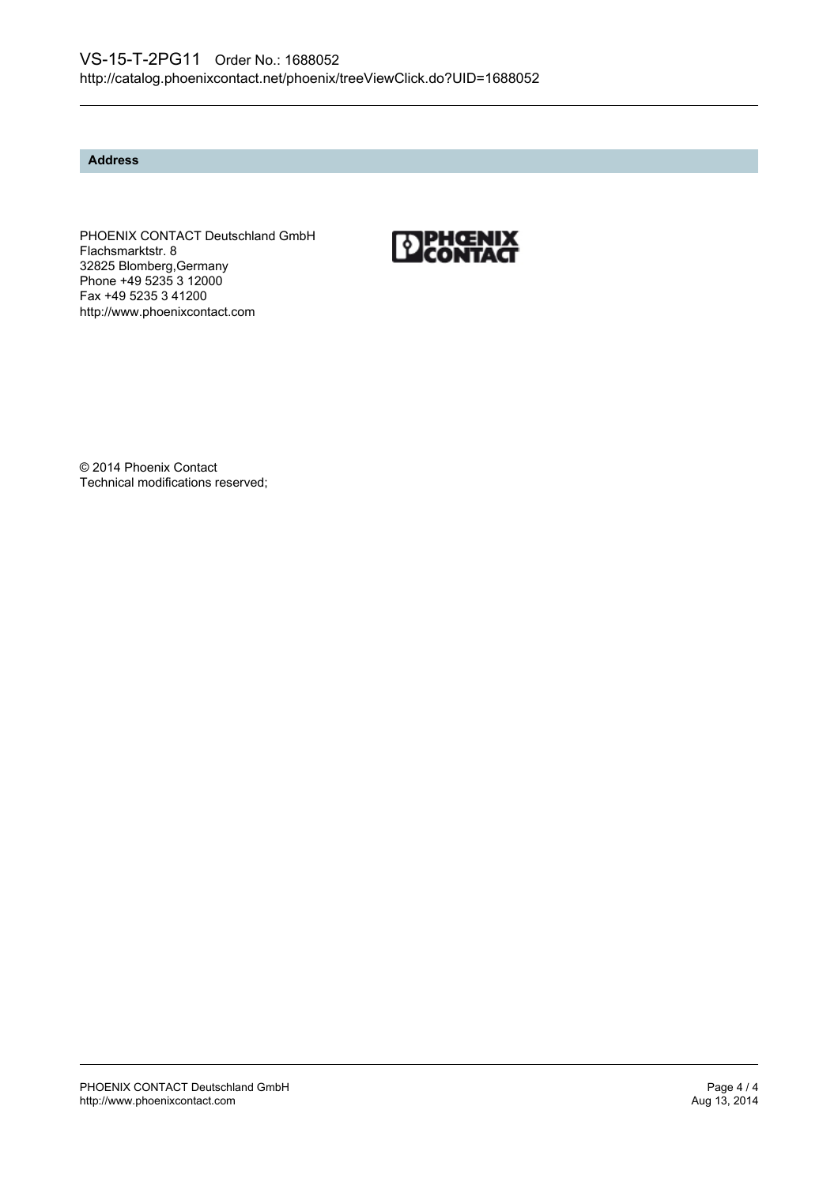## Address

PHOENIX CONTACT Deutschland GmbH
Flachsmarktstr. 8
32825 Blomberg,Germany
Phone +49 5235 3 12000
Fax +49 5235 3 41200
http://www.phoenixcontact.com

© 2014 Phoenix Contact
Technical modifications reserved;